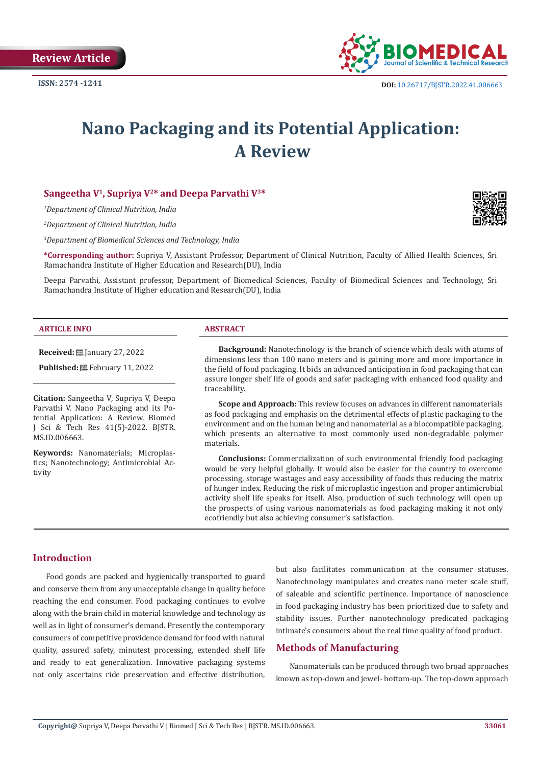Review Article

ISSN: 2574 -1241

DOI: 10.26717/BJSTR.2022.41.006663

# Nano Packaging and its Potential Application: A Review

**Sangeetha V[1], Supriya V[2]* and Deepa Parvathi V[3]***

*[1]Department of Clinical Nutrition, India*

*[2]Department of Clinical Nutrition, India*

*[3]Department of Biomedical Sciences and Technology, India*

**\*Corresponding author:** Supriya V, Assistant Professor, Department of Clinical Nutrition, Faculty of Allied Health Sciences, Sri Ramachandra Institute of Higher Education and Research(DU), India

Deepa Parvathi, Assistant professor, Department of Biomedical Sciences, Faculty of Biomedical Sciences and Technology, Sri Ramachandra Institute of Higher education and Research(DU), India

**ARTICLE INFO**

**Received:** January 27, 2022

**Published:** February 11, 2022

**Citation:** Sangeetha V, Supriya V, Deepa Parvathi V. Nano Packaging and its Potential Application: A Review. Biomed J Sci & Tech Res 41(5)-2022. BJSTR. MS.ID.006663.

**Keywords:** Nanomaterials; Microplastics; Nanotechnology; Antimicrobial Activity

**ABSTRACT**

**Background:** Nanotechnology is the branch of science which deals with atoms of dimensions less than 100 nano meters and is gaining more and more importance in the field of food packaging. It bids an advanced anticipation in food packaging that can assure longer shelf life of goods and safer packaging with enhanced food quality and traceability.

**Scope and Approach:** This review focuses on advances in different nanomaterials as food packaging and emphasis on the detrimental effects of plastic packaging to the environment and on the human being and nanomaterial as a biocompatible packaging, which presents an alternative to most commonly used non-degradable polymer materials.

**Conclusions:** Commercialization of such environmental friendly food packaging would be very helpful globally. It would also be easier for the country to overcome processing, storage wastages and easy accessibility of foods thus reducing the matrix of hunger index. Reducing the risk of microplastic ingestion and proper antimicrobial activity shelf life speaks for itself. Also, production of such technology will open up the prospects of using various nanomaterials as food packaging making it not only ecofriendly but also achieving consumer's satisfaction.

## Introduction

Food goods are packed and hygienically transported to guard and conserve them from any unacceptable change in quality before reaching the end consumer. Food packaging continues to evolve along with the brain child in material knowledge and technology as well as in light of consumer's demand. Presently the contemporary consumers of competitive providence demand for food with natural quality, assured safety, minutest processing, extended shelf life and ready to eat generalization. Innovative packaging systems not only ascertains ride preservation and effective distribution, but also facilitates communication at the consumer statuses. Nanotechnology manipulates and creates nano meter scale stuff, of saleable and scientific pertinence. Importance of nanoscience in food packaging industry has been prioritized due to safety and stability issues. Further nanotechnology predicated packaging intimate's consumers about the real time quality of food product.

## Methods of Manufacturing

Nanomaterials can be produced through two broad approaches known as top-down and jewel- bottom-up. The top-down approach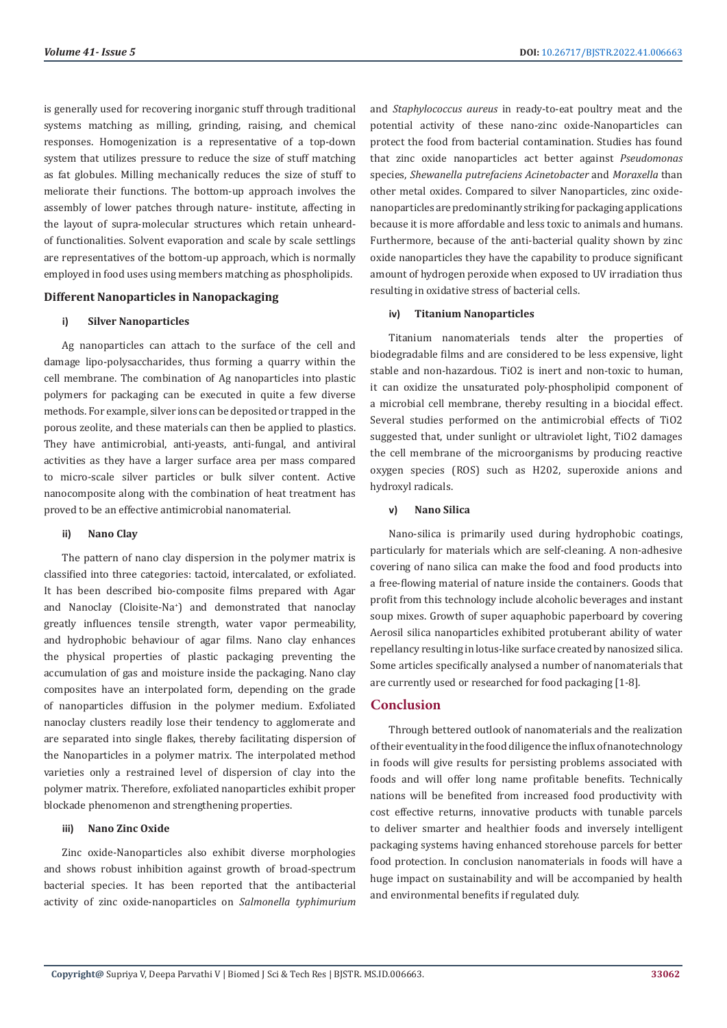is generally used for recovering inorganic stuff through traditional systems matching as milling, grinding, raising, and chemical responses. Homogenization is a representative of a top-down system that utilizes pressure to reduce the size of stuff matching as fat globules. Milling mechanically reduces the size of stuff to meliorate their functions. The bottom-up approach involves the assembly of lower patches through nature- institute, affecting in the layout of supra-molecular structures which retain unheard-of functionalities. Solvent evaporation and scale by scale settlings are representatives of the bottom-up approach, which is normally employed in food uses using members matching as phospholipids.

### Different Nanoparticles in Nanopackaging

#### i) Silver Nanoparticles

Ag nanoparticles can attach to the surface of the cell and damage lipo-polysaccharides, thus forming a quarry within the cell membrane. The combination of Ag nanoparticles into plastic polymers for packaging can be executed in quite a few diverse methods. For example, silver ions can be deposited or trapped in the porous zeolite, and these materials can then be applied to plastics. They have antimicrobial, anti-yeasts, anti-fungal, and antiviral activities as they have a larger surface area per mass compared to micro-scale silver particles or bulk silver content. Active nanocomposite along with the combination of heat treatment has proved to be an effective antimicrobial nanomaterial.

#### ii) Nano Clay

The pattern of nano clay dispersion in the polymer matrix is classified into three categories: tactoid, intercalated, or exfoliated. It has been described bio-composite films prepared with Agar and Nanoclay (Cloisite-$Na^{+}$) and demonstrated that nanoclay greatly influences tensile strength, water vapor permeability, and hydrophobic behaviour of agar films. Nano clay enhances the physical properties of plastic packaging preventing the accumulation of gas and moisture inside the packaging. Nano clay composites have an interpolated form, depending on the grade of nanoparticles diffusion in the polymer medium. Exfoliated nanoclay clusters readily lose their tendency to agglomerate and are separated into single flakes, thereby facilitating dispersion of the Nanoparticles in a polymer matrix. The interpolated method varieties only a restrained level of dispersion of clay into the polymer matrix. Therefore, exfoliated nanoparticles exhibit proper blockade phenomenon and strengthening properties.

#### iii) Nano Zinc Oxide

Zinc oxide-Nanoparticles also exhibit diverse morphologies and shows robust inhibition against growth of broad-spectrum bacterial species. It has been reported that the antibacterial activity of zinc oxide-nanoparticles on *Salmonella typhimurium* and *Staphylococcus aureus* in ready-to-eat poultry meat and the potential activity of these nano-zinc oxide-Nanoparticles can protect the food from bacterial contamination. Studies has found that zinc oxide nanoparticles act better against *Pseudomonas* species, *Shewanella putrefaciens Acinetobacter* and *Moraxella* than other metal oxides. Compared to silver Nanoparticles, zinc oxide-nanoparticles are predominantly striking for packaging applications because it is more affordable and less toxic to animals and humans. Furthermore, because of the anti-bacterial quality shown by zinc oxide nanoparticles they have the capability to produce significant amount of hydrogen peroxide when exposed to UV irradiation thus resulting in oxidative stress of bacterial cells.

#### iv) Titanium Nanoparticles

Titanium nanomaterials tends alter the properties of biodegradable films and are considered to be less expensive, light stable and non-hazardous. $TiO_2$ is inert and non-toxic to human, it can oxidize the unsaturated poly-phospholipid component of a microbial cell membrane, thereby resulting in a biocidal effect. Several studies performed on the antimicrobial effects of $TiO_2$ suggested that, under sunlight or ultraviolet light, $TiO_2$ damages the cell membrane of the microorganisms by producing reactive oxygen species (ROS) such as $H_2O_2$, superoxide anions and hydroxyl radicals.

#### v) Nano Silica

Nano-silica is primarily used during hydrophobic coatings, particularly for materials which are self-cleaning. A non-adhesive covering of nano silica can make the food and food products into a free-flowing material of nature inside the containers. Goods that profit from this technology include alcoholic beverages and instant soup mixes. Growth of super aquaphobic paperboard by covering Aerosil silica nanoparticles exhibited protuberant ability of water repellancy resulting in lotus-like surface created by nanosized silica. Some articles specifically analysed a number of nanomaterials that are currently used or researched for food packaging [1-8].

## Conclusion

Through bettered outlook of nanomaterials and the realization of their eventuality in the food diligence the influx of nanotechnology in foods will give results for persisting problems associated with foods and will offer long name profitable benefits. Technically nations will be benefited from increased food productivity with cost effective returns, innovative products with tunable parcels to deliver smarter and healthier foods and inversely intelligent packaging systems having enhanced storehouse parcels for better food protection. In conclusion nanomaterials in foods will have a huge impact on sustainability and will be accompanied by health and environmental benefits if regulated duly.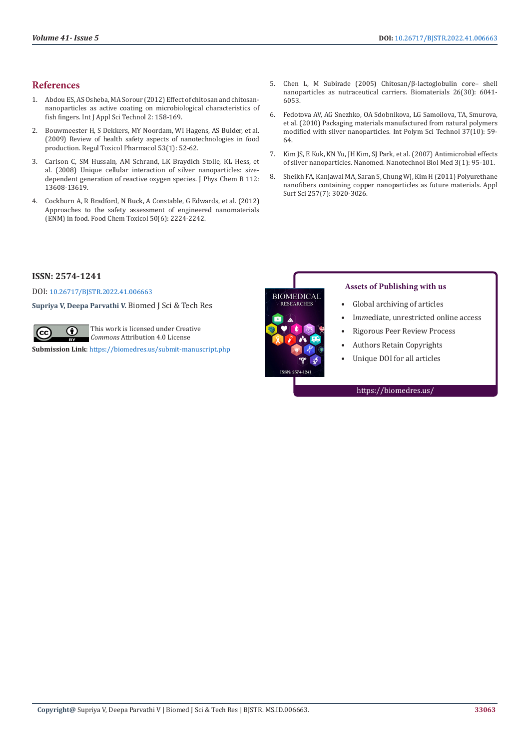## References

1. Abdou ES, AS Osheba, MA Sorour (2012) Effect of chitosan and chitosan-nanoparticles as active coating on microbiological characteristics of fish fingers. Int J Appl Sci Technol 2: 158-169.
2. Bouwmeester H, S Dekkers, MY Noordam, WI Hagens, AS Bulder, et al. (2009) Review of health safety aspects of nanotechnologies in food production. Regul Toxicol Pharmacol 53(1): 52-62.
3. Carlson C, SM Hussain, AM Schrand, LK Braydich Stolle, KL Hess, et al. (2008) Unique cellular interaction of silver nanoparticles: size-dependent generation of reactive oxygen species. J Phys Chem B 112: 13608-13619.
4. Cockburn A, R Bradford, N Buck, A Constable, G Edwards, et al. (2012) Approaches to the safety assessment of engineered nanomaterials (ENM) in food. Food Chem Toxicol 50(6): 2224-2242.
5. Chen L, M Subirade (2005) Chitosan/β-lactoglobulin core– shell nanoparticles as nutraceutical carriers. Biomaterials 26(30): 6041-6053.
6. Fedotova AV, AG Snezhko, OA Sdobnikova, LG Samoilova, TA, Smurova, et al. (2010) Packaging materials manufactured from natural polymers modified with silver nanoparticles. Int Polym Sci Technol 37(10): 59-64.
7. Kim JS, E Kuk, KN Yu, JH Kim, SJ Park, et al. (2007) Antimicrobial effects of silver nanoparticles. Nanomed. Nanotechnol Biol Med 3(1): 95-101.
8. Sheikh FA, Kanjawal MA, Saran S, Chung WJ, Kim H (2011) Polyurethane nanofibers containing copper nanoparticles as future materials. Appl Surf Sci 257(7): 3020-3026.

**ISSN: 2574-1241**

DOI: 10.26717/BJSTR.2022.41.006663

**Supriya V, Deepa Parvathi V.** Biomed J Sci & Tech Res

This work is licensed under Creative *Commons* Attribution 4.0 License

**Submission Link**: https://biomedres.us/submit-manuscript.php

### Assets of Publishing with us

- Global archiving of articles
- Immediate, unrestricted online access
- Rigorous Peer Review Process
- Authors Retain Copyrights
- Unique DOI for all articles

https://biomedres.us/